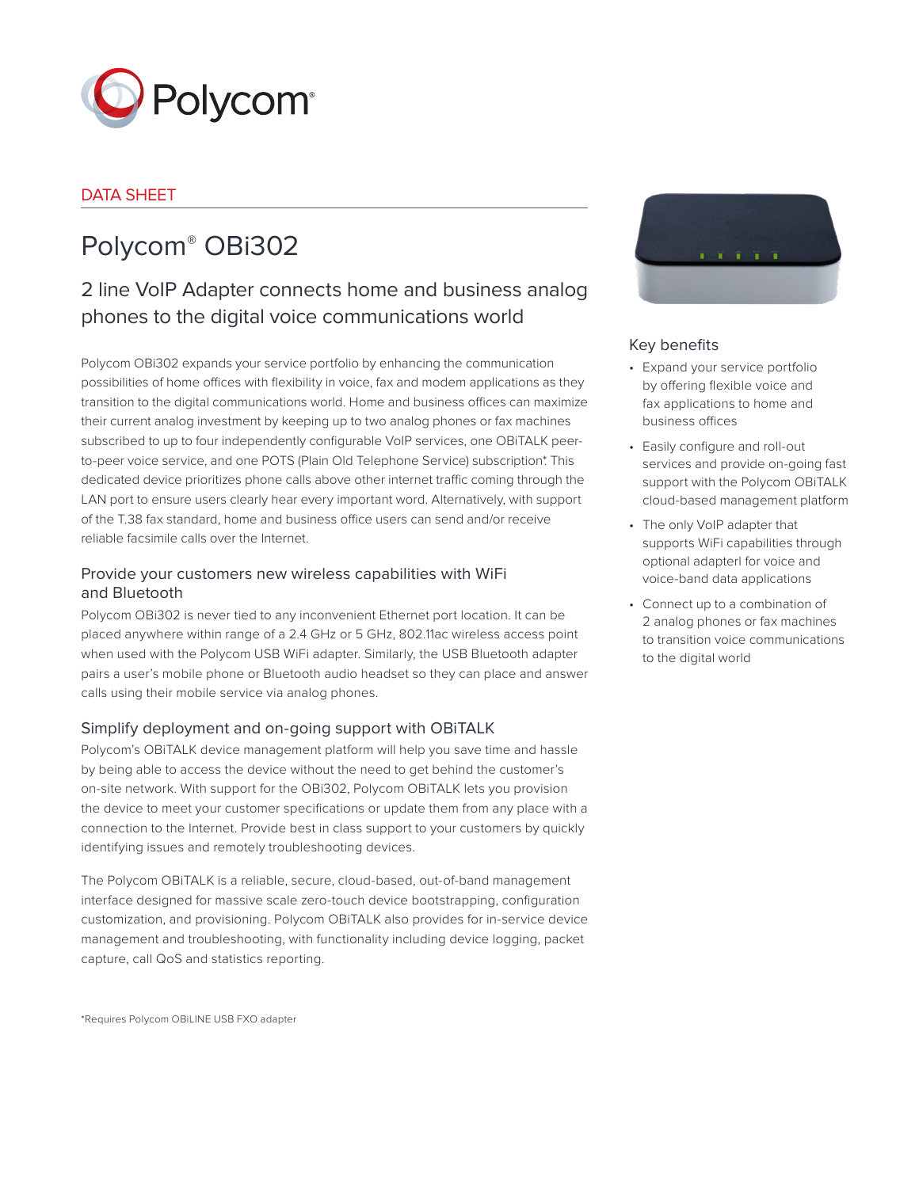Polycom®

DATA SHEET

# Polycom® OBi302

## 2 line VoIP Adapter connects home and business analog phones to the digital voice communications world

Polycom OBi302 expands your service portfolio by enhancing the communication possibilities of home offices with flexibility in voice, fax and modem applications as they transition to the digital communications world. Home and business offices can maximize their current analog investment by keeping up to two analog phones or fax machines subscribed to up to four independently configurable VoIP services, one OBiTALK peer-to-peer voice service, and one POTS (Plain Old Telephone Service) subscription*. This dedicated device prioritizes phone calls above other internet traffic coming through the LAN port to ensure users clearly hear every important word. Alternatively, with support of the T.38 fax standard, home and business office users can send and/or receive reliable facsimile calls over the Internet.

### Provide your customers new wireless capabilities with WiFi and Bluetooth

Polycom OBi302 is never tied to any inconvenient Ethernet port location. It can be placed anywhere within range of a 2.4 GHz or 5 GHz, 802.11ac wireless access point when used with the Polycom USB WiFi adapter. Similarly, the USB Bluetooth adapter pairs a user's mobile phone or Bluetooth audio headset so they can place and answer calls using their mobile service via analog phones.

### Simplify deployment and on-going support with OBiTALK

Polycom's OBiTALK device management platform will help you save time and hassle by being able to access the device without the need to get behind the customer's on-site network. With support for the OBi302, Polycom OBiTALK lets you provision the device to meet your customer specifications or update them from any place with a connection to the Internet. Provide best in class support to your customers by quickly identifying issues and remotely troubleshooting devices.

The Polycom OBiTALK is a reliable, secure, cloud-based, out-of-band management interface designed for massive scale zero-touch device bootstrapping, configuration customization, and provisioning. Polycom OBiTALK also provides for in-service device management and troubleshooting, with functionality including device logging, packet capture, call QoS and statistics reporting.

*Requires Polycom OBiLINE USB FXO adapter

### Key benefits

- Expand your service portfolio by offering flexible voice and fax applications to home and business offices
- Easily configure and roll-out services and provide on-going fast support with the Polycom OBiTALK cloud-based management platform
- The only VoIP adapter that supports WiFi capabilities through optional adapterl for voice and voice-band data applications
- Connect up to a combination of 2 analog phones or fax machines to transition voice communications to the digital world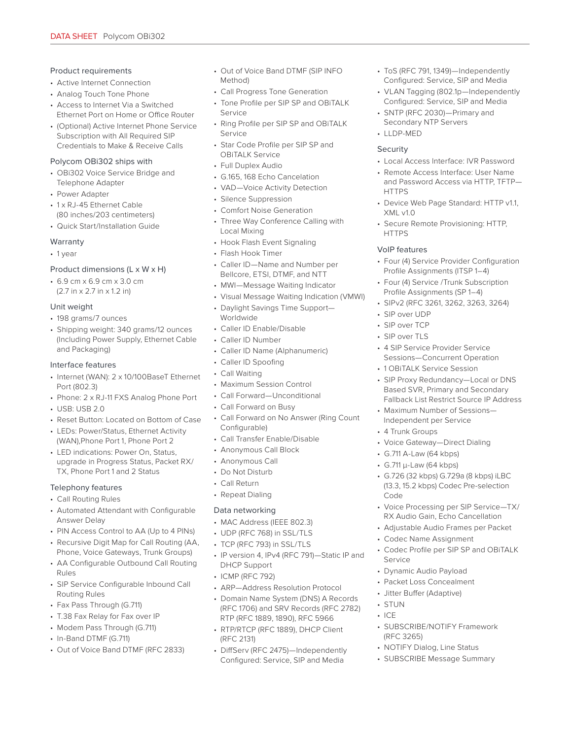## Product requirements

- Active Internet Connection
- Analog Touch Tone Phone
- Access to Internet Via a Switched Ethernet Port on Home or Office Router
- (Optional) Active Internet Phone Service Subscription with All Required SIP Credentials to Make & Receive Calls

## Polycom OBi302 ships with

- OBi302 Voice Service Bridge and Telephone Adapter
- Power Adapter
- 1 x RJ-45 Ethernet Cable (80 inches/203 centimeters)
- Quick Start/Installation Guide

## Warranty

- 1 year

## Product dimensions (L x W x H)

- 6.9 cm x 6.9 cm x 3.0 cm (2.7 in x 2.7 in x 1.2 in)

## Unit weight

- 198 grams/7 ounces
- Shipping weight: 340 grams/12 ounces (Including Power Supply, Ethernet Cable and Packaging)

## Interface features

- Internet (WAN): 2 x 10/100BaseT Ethernet Port (802.3)
- Phone: 2 x RJ-11 FXS Analog Phone Port
- USB: USB 2.0
- Reset Button: Located on Bottom of Case
- LEDs: Power/Status, Ethernet Activity (WAN),Phone Port 1, Phone Port 2
- LED indications: Power On, Status, upgrade in Progress Status, Packet RX/TX, Phone Port 1 and 2 Status

## Telephony features

- Call Routing Rules
- Automated Attendant with Configurable Answer Delay
- PIN Access Control to AA (Up to 4 PINs)
- Recursive Digit Map for Call Routing (AA, Phone, Voice Gateways, Trunk Groups)
- AA Configurable Outbound Call Routing Rules
- SIP Service Configurable Inbound Call Routing Rules
- Fax Pass Through (G.711)
- T.38 Fax Relay for Fax over IP
- Modem Pass Through (G.711)
- In-Band DTMF (G.711)
- Out of Voice Band DTMF (RFC 2833)
- Out of Voice Band DTMF (SIP INFO Method)
- Call Progress Tone Generation
- Tone Profile per SIP SP and OBiTALK Service
- Ring Profile per SIP SP and OBiTALK Service
- Star Code Profile per SIP SP and OBiTALK Service
- Full Duplex Audio
- G.165, 168 Echo Cancelation
- VAD—Voice Activity Detection
- Silence Suppression
- Comfort Noise Generation
- Three Way Conference Calling with Local Mixing
- Hook Flash Event Signaling
- Flash Hook Timer
- Caller ID—Name and Number per Bellcore, ETSI, DTMF, and NTT
- MWI—Message Waiting Indicator
- Visual Message Waiting Indication (VMWI)
- Daylight Savings Time Support—Worldwide
- Caller ID Enable/Disable
- Caller ID Number
- Caller ID Name (Alphanumeric)
- Caller ID Spoofing
- Call Waiting
- Maximum Session Control
- Call Forward—Unconditional
- Call Forward on Busy
- Call Forward on No Answer (Ring Count Configurable)
- Call Transfer Enable/Disable
- Anonymous Call Block
- Anonymous Call
- Do Not Disturb
- Call Return
- Repeat Dialing

## Data networking

- MAC Address (IEEE 802.3)
- UDP (RFC 768) in SSL/TLS
- TCP (RFC 793) in SSL/TLS
- IP version 4, IPv4 (RFC 791)—Static IP and DHCP Support
- ICMP (RFC 792)
- ARP—Address Resolution Protocol
- Domain Name System (DNS) A Records (RFC 1706) and SRV Records (RFC 2782) RTP (RFC 1889, 1890), RFC 5966
- RTP/RTCP (RFC 1889), DHCP Client (RFC 2131)
- DiffServ (RFC 2475)—Independently Configured: Service, SIP and Media
- ToS (RFC 791, 1349)—Independently Configured: Service, SIP and Media
- VLAN Tagging (802.1p—Independently Configured: Service, SIP and Media
- SNTP (RFC 2030)—Primary and Secondary NTP Servers
- LLDP-MED

## Security

- Local Access Interface: IVR Password
- Remote Access Interface: User Name and Password Access via HTTP, TFTP—HTTPS
- Device Web Page Standard: HTTP v1.1, XML v1.0
- Secure Remote Provisioning: HTTP, HTTPS

## VoIP features

- Four (4) Service Provider Configuration Profile Assignments (ITSP 1–4)
- Four (4) Service /Trunk Subscription Profile Assignments (SP 1–4)
- SIPv2 (RFC 3261, 3262, 3263, 3264)
- SIP over UDP
- SIP over TCP
- SIP over TLS
- 4 SIP Service Provider Service Sessions—Concurrent Operation
- 1 OBiTALK Service Session
- SIP Proxy Redundancy—Local or DNS Based SVR, Primary and Secondary Fallback List Restrict Source IP Address
- Maximum Number of Sessions—Independent per Service
- 4 Trunk Groups
- Voice Gateway—Direct Dialing
- G.711 A-Law (64 kbps)
- G.711 µ-Law (64 kbps)
- G.726 (32 kbps) G.729a (8 kbps) iLBC (13.3, 15.2 kbps) Codec Pre-selection Code
- Voice Processing per SIP Service—TX/RX Audio Gain, Echo Cancellation
- Adjustable Audio Frames per Packet
- Codec Name Assignment
- Codec Profile per SIP SP and OBiTALK Service
- Dynamic Audio Payload
- Packet Loss Concealment
- Jitter Buffer (Adaptive)
- STUN
- ICE
- SUBSCRIBE/NOTIFY Framework (RFC 3265)
- NOTIFY Dialog, Line Status
- SUBSCRIBE Message Summary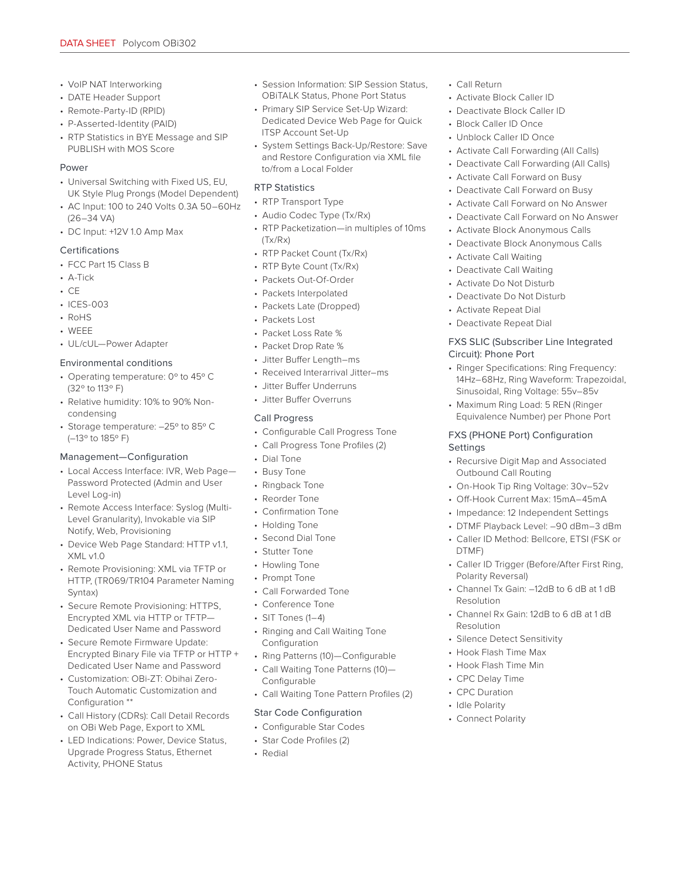- VoIP NAT Interworking
- DATE Header Support
- Remote-Party-ID (RPID)
- P-Asserted-Identity (PAID)
- RTP Statistics in BYE Message and SIP PUBLISH with MOS Score

### Power

- Universal Switching with Fixed US, EU, UK Style Plug Prongs (Model Dependent)
- AC Input: 100 to 240 Volts 0.3A 50–60Hz (26–34 VA)
- DC Input: +12V 1.0 Amp Max

### Certifications

- FCC Part 15 Class B
- A-Tick
- CE
- ICES-003
- RoHS
- WEEE
- UL/cUL—Power Adapter

### Environmental conditions

- Operating temperature: 0° to 45° C (32° to 113° F)
- Relative humidity: 10% to 90% Non-condensing
- Storage temperature: –25° to 85° C (–13° to 185° F)

### Management—Configuration

- Local Access Interface: IVR, Web Page—Password Protected (Admin and User Level Log-in)
- Remote Access Interface: Syslog (Multi-Level Granularity), Invokable via SIP Notify, Web, Provisioning
- Device Web Page Standard: HTTP v1.1, XML v1.0
- Remote Provisioning: XML via TFTP or HTTP, (TR069/TR104 Parameter Naming Syntax)
- Secure Remote Provisioning: HTTPS, Encrypted XML via HTTP or TFTP—Dedicated User Name and Password
- Secure Remote Firmware Update: Encrypted Binary File via TFTP or HTTP + Dedicated User Name and Password
- Customization: OBi-ZT: Obihai Zero-Touch Automatic Customization and Configuration **
- Call History (CDRs): Call Detail Records on OBi Web Page, Export to XML
- LED Indications: Power, Device Status, Upgrade Progress Status, Ethernet Activity, PHONE Status
- Session Information: SIP Session Status, OBiTALK Status, Phone Port Status
- Primary SIP Service Set-Up Wizard: Dedicated Device Web Page for Quick ITSP Account Set-Up
- System Settings Back-Up/Restore: Save and Restore Configuration via XML file to/from a Local Folder

### RTP Statistics

- RTP Transport Type
- Audio Codec Type (Tx/Rx)
- RTP Packetization—in multiples of 10ms (Tx/Rx)
- RTP Packet Count (Tx/Rx)
- RTP Byte Count (Tx/Rx)
- Packets Out-Of-Order
- Packets Interpolated
- Packets Late (Dropped)
- Packets Lost
- Packet Loss Rate %
- Packet Drop Rate %
- Jitter Buffer Length–ms
- Received Interarrival Jitter–ms
- Jitter Buffer Underruns
- Jitter Buffer Overruns

### Call Progress

- Configurable Call Progress Tone
- Call Progress Tone Profiles (2)
- Dial Tone
- Busy Tone
- Ringback Tone
- Reorder Tone
- Confirmation Tone
- Holding Tone
- Second Dial Tone
- Stutter Tone
- Howling Tone
- Prompt Tone
- Call Forwarded Tone
- Conference Tone
- SIT Tones (1–4)
- Ringing and Call Waiting Tone Configuration
- Ring Patterns (10)—Configurable
- Call Waiting Tone Patterns (10)—Configurable
- Call Waiting Tone Pattern Profiles (2)

### Star Code Configuration

- Configurable Star Codes
- Star Code Profiles (2)
- Redial
- Call Return
- Activate Block Caller ID
- Deactivate Block Caller ID
- Block Caller ID Once
- Unblock Caller ID Once
- Activate Call Forwarding (All Calls)
- Deactivate Call Forwarding (All Calls)
- Activate Call Forward on Busy
- Deactivate Call Forward on Busy
- Activate Call Forward on No Answer
- Deactivate Call Forward on No Answer
- Activate Block Anonymous Calls
- Deactivate Block Anonymous Calls
- Activate Call Waiting
- Deactivate Call Waiting
- Activate Do Not Disturb
- Deactivate Do Not Disturb
- Activate Repeat Dial
- Deactivate Repeat Dial

### FXS SLIC (Subscriber Line Integrated Circuit): Phone Port

- Ringer Specifications: Ring Frequency: 14Hz–68Hz, Ring Waveform: Trapezoidal, Sinusoidal, Ring Voltage: 55v–85v
- Maximum Ring Load: 5 REN (Ringer Equivalence Number) per Phone Port

### FXS (PHONE Port) Configuration Settings

- Recursive Digit Map and Associated Outbound Call Routing
- On-Hook Tip Ring Voltage: 30v–52v
- Off-Hook Current Max: 15mA–45mA
- Impedance: 12 Independent Settings
- DTMF Playback Level: –90 dBm–3 dBm
- Caller ID Method: Bellcore, ETSI (FSK or DTMF)
- Caller ID Trigger (Before/After First Ring, Polarity Reversal)
- Channel Tx Gain: –12dB to 6 dB at 1 dB Resolution
- Channel Rx Gain: 12dB to 6 dB at 1 dB Resolution
- Silence Detect Sensitivity
- Hook Flash Time Max
- Hook Flash Time Min
- CPC Delay Time
- CPC Duration
- Idle Polarity
- Connect Polarity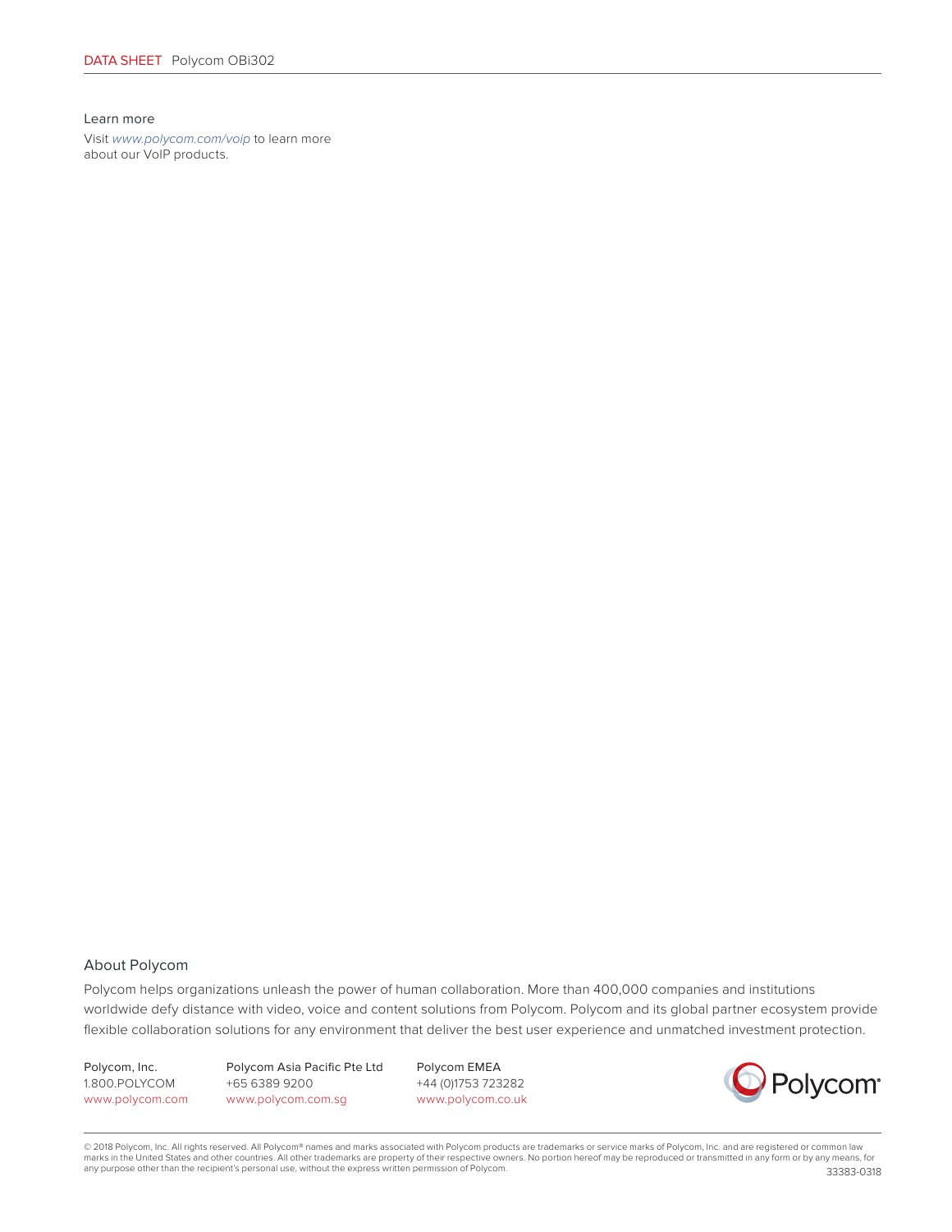## Learn more

Visit *www.polycom.com/voip* to learn more about our VoIP products.

## About Polycom

Polycom helps organizations unleash the power of human collaboration. More than 400,000 companies and institutions worldwide defy distance with video, voice and content solutions from Polycom. Polycom and its global partner ecosystem provide flexible collaboration solutions for any environment that deliver the best user experience and unmatched investment protection.

Polycom, Inc.
1.800.POLYCOM
www.polycom.com

Polycom Asia Pacific Pte Ltd
+65 6389 9200
www.polycom.com.sg

Polycom EMEA
+44 (0)1753 723282
www.polycom.co.uk

© 2018 Polycom, Inc. All rights reserved. All Polycom® names and marks associated with Polycom products are trademarks or service marks of Polycom, Inc. and are registered or common law marks in the United States and other countries. All other trademarks are property of their respective owners. No portion hereof may be reproduced or transmitted in any form or by any means, for any purpose other than the recipient's personal use, without the express written permission of Polycom.

33383-0318